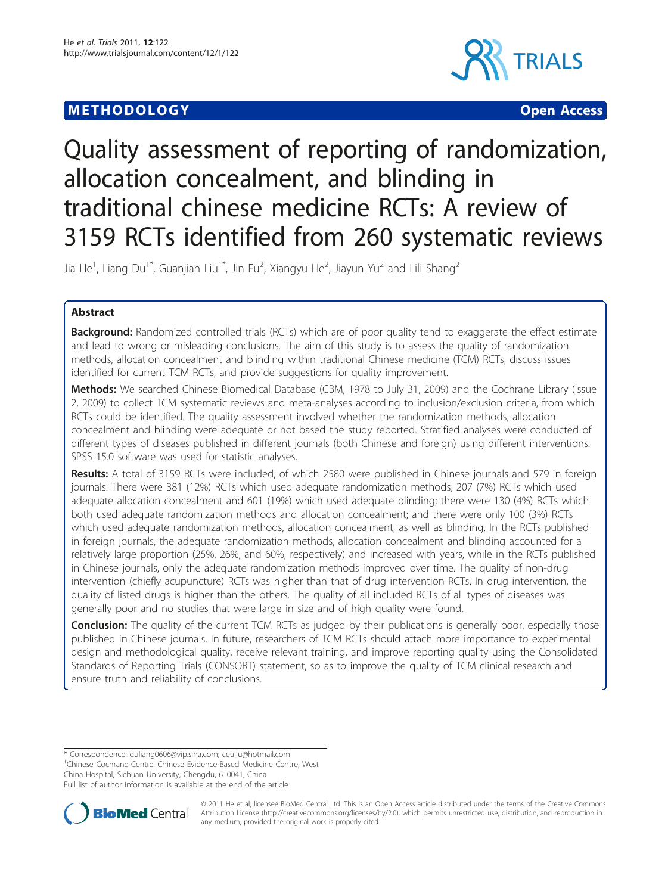METHODOLOGY Open Access

# Quality assessment of reporting of randomization, allocation concealment, and blinding in traditional chinese medicine RCTs: A review of 3159 RCTs identified from 260 systematic reviews

Jia He[1], Liang Du[1*], Guanjian Liu[1*], Jin Fu[2], Xiangyu He[2], Jiayun Yu[2] and Lili Shang[2]

## Abstract

**Background:** Randomized controlled trials (RCTs) which are of poor quality tend to exaggerate the effect estimate and lead to wrong or misleading conclusions. The aim of this study is to assess the quality of randomization methods, allocation concealment and blinding within traditional Chinese medicine (TCM) RCTs, discuss issues identified for current TCM RCTs, and provide suggestions for quality improvement.

**Methods:** We searched Chinese Biomedical Database (CBM, 1978 to July 31, 2009) and the Cochrane Library (Issue 2, 2009) to collect TCM systematic reviews and meta-analyses according to inclusion/exclusion criteria, from which RCTs could be identified. The quality assessment involved whether the randomization methods, allocation concealment and blinding were adequate or not based the study reported. Stratified analyses were conducted of different types of diseases published in different journals (both Chinese and foreign) using different interventions. SPSS 15.0 software was used for statistic analyses.

**Results:** A total of 3159 RCTs were included, of which 2580 were published in Chinese journals and 579 in foreign journals. There were 381 (12%) RCTs which used adequate randomization methods; 207 (7%) RCTs which used adequate allocation concealment and 601 (19%) which used adequate blinding; there were 130 (4%) RCTs which both used adequate randomization methods and allocation concealment; and there were only 100 (3%) RCTs which used adequate randomization methods, allocation concealment, as well as blinding. In the RCTs published in foreign journals, the adequate randomization methods, allocation concealment and blinding accounted for a relatively large proportion (25%, 26%, and 60%, respectively) and increased with years, while in the RCTs published in Chinese journals, only the adequate randomization methods improved over time. The quality of non-drug intervention (chiefly acupuncture) RCTs was higher than that of drug intervention RCTs. In drug intervention, the quality of listed drugs is higher than the others. The quality of all included RCTs of all types of diseases was generally poor and no studies that were large in size and of high quality were found.

**Conclusion:** The quality of the current TCM RCTs as judged by their publications is generally poor, especially those published in Chinese journals. In future, researchers of TCM RCTs should attach more importance to experimental design and methodological quality, receive relevant training, and improve reporting quality using the Consolidated Standards of Reporting Trials (CONSORT) statement, so as to improve the quality of TCM clinical research and ensure truth and reliability of conclusions.

\* Correspondence: duliang0606@vip.sina.com; ceuliu@hotmail.com
[1]Chinese Cochrane Centre, Chinese Evidence-Based Medicine Centre, West China Hospital, Sichuan University, Chengdu, 610041, China
Full list of author information is available at the end of the article

© 2011 He et al; licensee BioMed Central Ltd. This is an Open Access article distributed under the terms of the Creative Commons Attribution License (http://creativecommons.org/licenses/by/2.0), which permits unrestricted use, distribution, and reproduction in any medium, provided the original work is properly cited.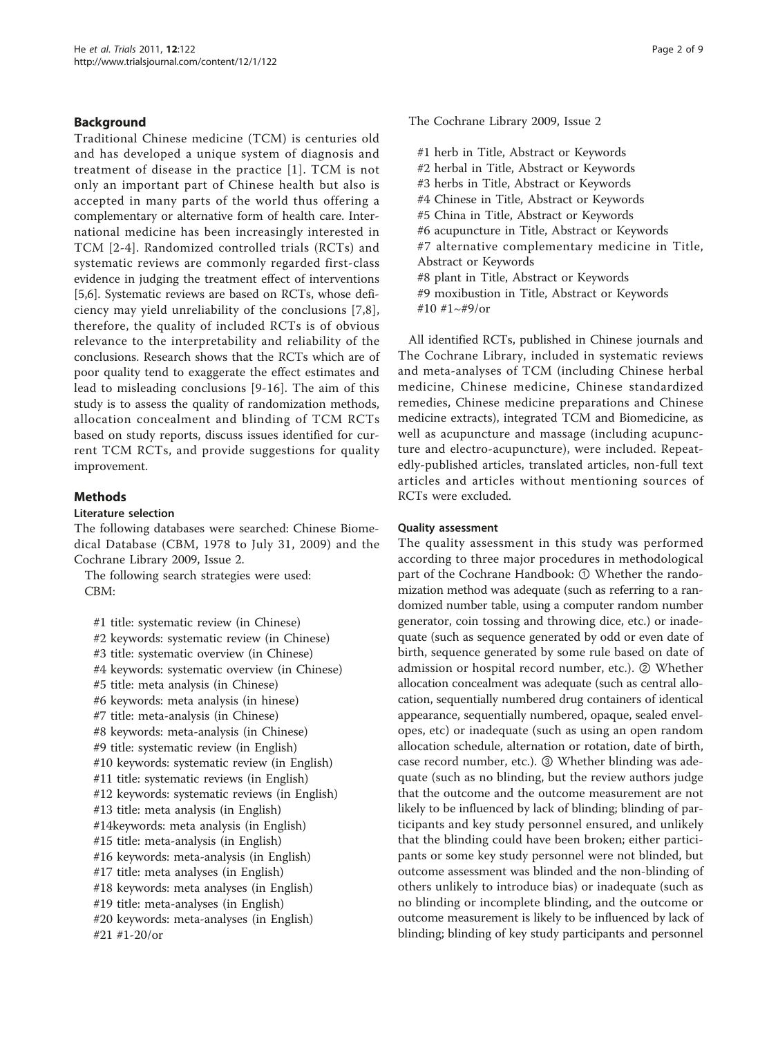## Background

Traditional Chinese medicine (TCM) is centuries old and has developed a unique system of diagnosis and treatment of disease in the practice [1]. TCM is not only an important part of Chinese health but also is accepted in many parts of the world thus offering a complementary or alternative form of health care. International medicine has been increasingly interested in TCM [2-4]. Randomized controlled trials (RCTs) and systematic reviews are commonly regarded first-class evidence in judging the treatment effect of interventions [5,6]. Systematic reviews are based on RCTs, whose deficiency may yield unreliability of the conclusions [7,8], therefore, the quality of included RCTs is of obvious relevance to the interpretability and reliability of the conclusions. Research shows that the RCTs which are of poor quality tend to exaggerate the effect estimates and lead to misleading conclusions [9-16]. The aim of this study is to assess the quality of randomization methods, allocation concealment and blinding of TCM RCTs based on study reports, discuss issues identified for current TCM RCTs, and provide suggestions for quality improvement.

## Methods

### Literature selection

The following databases were searched: Chinese Biomedical Database (CBM, 1978 to July 31, 2009) and the Cochrane Library 2009, Issue 2.

The following search strategies were used:

CBM:

#1 title: systematic review (in Chinese)
#2 keywords: systematic review (in Chinese)
#3 title: systematic overview (in Chinese)
#4 keywords: systematic overview (in Chinese)
#5 title: meta analysis (in Chinese)
#6 keywords: meta analysis (in hinese)
#7 title: meta-analysis (in Chinese)
#8 keywords: meta-analysis (in Chinese)
#9 title: systematic review (in English)
#10 keywords: systematic review (in English)
#11 title: systematic reviews (in English)
#12 keywords: systematic reviews (in English)
#13 title: meta analysis (in English)
#14keywords: meta analysis (in English)
#15 title: meta-analysis (in English)
#16 keywords: meta-analysis (in English)
#17 title: meta analyses (in English)
#18 keywords: meta analyses (in English)
#19 title: meta-analyses (in English)
#20 keywords: meta-analyses (in English)
#21 #1-20/or

The Cochrane Library 2009, Issue 2

#1 herb in Title, Abstract or Keywords
#2 herbal in Title, Abstract or Keywords
#3 herbs in Title, Abstract or Keywords
#4 Chinese in Title, Abstract or Keywords
#5 China in Title, Abstract or Keywords
#6 acupuncture in Title, Abstract or Keywords
#7 alternative complementary medicine in Title, Abstract or Keywords
#8 plant in Title, Abstract or Keywords
#9 moxibustion in Title, Abstract or Keywords
#10 #1~#9/or

All identified RCTs, published in Chinese journals and The Cochrane Library, included in systematic reviews and meta-analyses of TCM (including Chinese herbal medicine, Chinese medicine, Chinese standardized remedies, Chinese medicine preparations and Chinese medicine extracts), integrated TCM and Biomedicine, as well as acupuncture and massage (including acupuncture and electro-acupuncture), were included. Repeatedly-published articles, translated articles, non-full text articles and articles without mentioning sources of RCTs were excluded.

### Quality assessment

The quality assessment in this study was performed according to three major procedures in methodological part of the Cochrane Handbook: ① Whether the randomization method was adequate (such as referring to a randomized number table, using a computer random number generator, coin tossing and throwing dice, etc.) or inadequate (such as sequence generated by odd or even date of birth, sequence generated by some rule based on date of admission or hospital record number, etc.). ② Whether allocation concealment was adequate (such as central allocation, sequentially numbered drug containers of identical appearance, sequentially numbered, opaque, sealed envelopes, etc) or inadequate (such as using an open random allocation schedule, alternation or rotation, date of birth, case record number, etc.). ③ Whether blinding was adequate (such as no blinding, but the review authors judge that the outcome and the outcome measurement are not likely to be influenced by lack of blinding; blinding of participants and key study personnel ensured, and unlikely that the blinding could have been broken; either participants or some key study personnel were not blinded, but outcome assessment was blinded and the non-blinding of others unlikely to introduce bias) or inadequate (such as no blinding or incomplete blinding, and the outcome or outcome measurement is likely to be influenced by lack of blinding; blinding of key study participants and personnel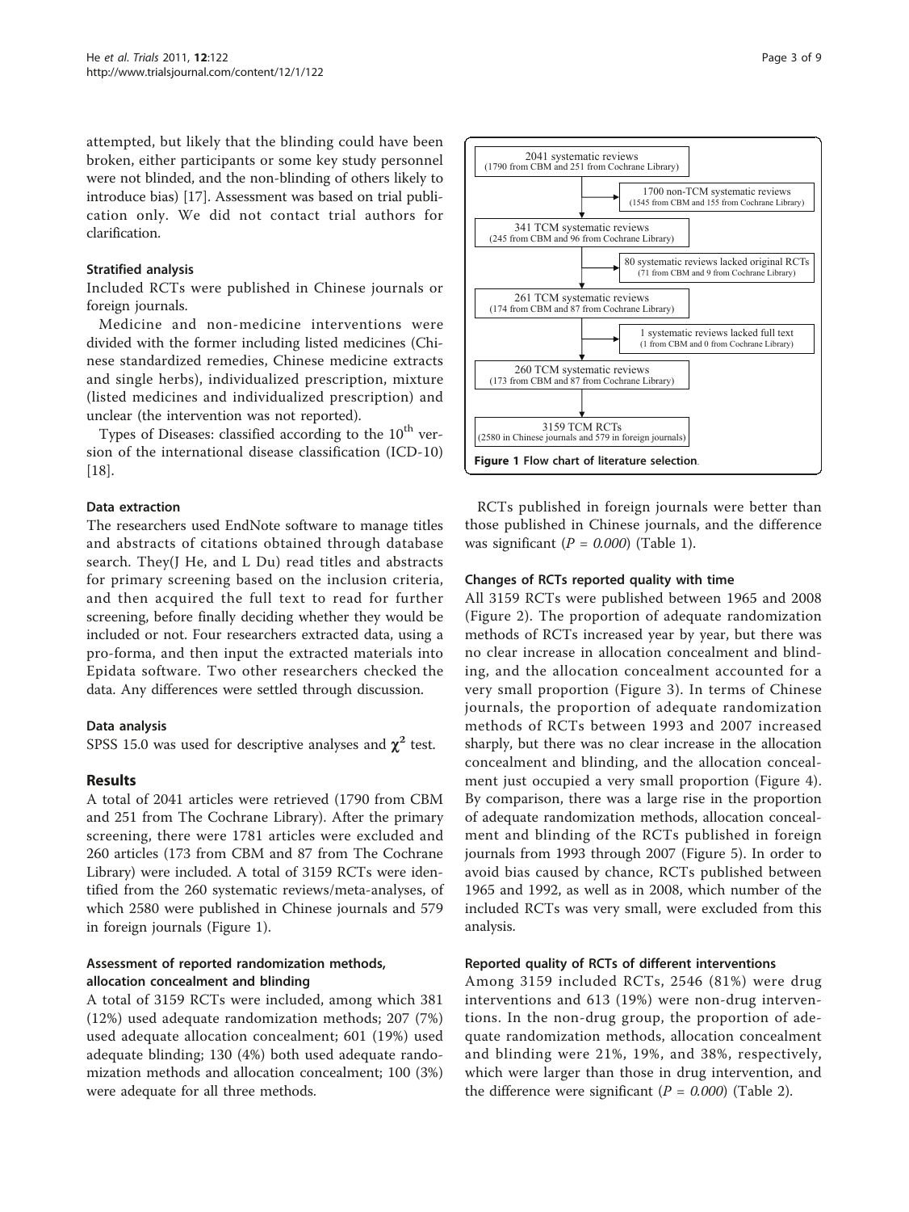attempted, but likely that the blinding could have been broken, either participants or some key study personnel were not blinded, and the non-blinding of others likely to introduce bias) [17]. Assessment was based on trial publication only. We did not contact trial authors for clarification.

### Stratified analysis

Included RCTs were published in Chinese journals or foreign journals.

Medicine and non-medicine interventions were divided with the former including listed medicines (Chinese standardized remedies, Chinese medicine extracts and single herbs), individualized prescription, mixture (listed medicines and individualized prescription) and unclear (the intervention was not reported).

Types of Diseases: classified according to the 10th version of the international disease classification (ICD-10) [18].

### Data extraction

The researchers used EndNote software to manage titles and abstracts of citations obtained through database search. They(J He, and L Du) read titles and abstracts for primary screening based on the inclusion criteria, and then acquired the full text to read for further screening, before finally deciding whether they would be included or not. Four researchers extracted data, using a pro-forma, and then input the extracted materials into Epidata software. Two other researchers checked the data. Any differences were settled through discussion.

### Data analysis

SPSS 15.0 was used for descriptive analyses and $\chi^2$ test.

## Results

A total of 2041 articles were retrieved (1790 from CBM and 251 from The Cochrane Library). After the primary screening, there were 1781 articles were excluded and 260 articles (173 from CBM and 87 from The Cochrane Library) were included. A total of 3159 RCTs were identified from the 260 systematic reviews/meta-analyses, of which 2580 were published in Chinese journals and 579 in foreign journals (Figure 1).

### Assessment of reported randomization methods, allocation concealment and blinding

A total of 3159 RCTs were included, among which 381 (12%) used adequate randomization methods; 207 (7%) used adequate allocation concealment; 601 (19%) used adequate blinding; 130 (4%) both used adequate randomization methods and allocation concealment; 100 (3%) were adequate for all three methods.

2041 systematic reviews (1790 from CBM and 251 from Cochrane Library)
→ 1700 non-TCM systematic reviews (1545 from CBM and 155 from Cochrane Library)
341 TCM systematic reviews (245 from CBM and 96 from Cochrane Library)
→ 80 systematic reviews lacked original RCTs (71 from CBM and 9 from Cochrane Library)
261 TCM systematic reviews (174 from CBM and 87 from Cochrane Library)
→ 1 systematic reviews lacked full text (1 from CBM and 0 from Cochrane Library)
260 TCM systematic reviews (173 from CBM and 87 from Cochrane Library)
3159 TCM RCTs (2580 in Chinese journals and 579 in foreign journals)

**Figure 1 Flow chart of literature selection.**

RCTs published in foreign journals were better than those published in Chinese journals, and the difference was significant ($P = 0.000$) (Table 1).

### Changes of RCTs reported quality with time

All 3159 RCTs were published between 1965 and 2008 (Figure 2). The proportion of adequate randomization methods of RCTs increased year by year, but there was no clear increase in allocation concealment and blinding, and the allocation concealment accounted for a very small proportion (Figure 3). In terms of Chinese journals, the proportion of adequate randomization methods of RCTs between 1993 and 2007 increased sharply, but there was no clear increase in the allocation concealment and blinding, and the allocation concealment just occupied a very small proportion (Figure 4). By comparison, there was a large rise in the proportion of adequate randomization methods, allocation concealment and blinding of the RCTs published in foreign journals from 1993 through 2007 (Figure 5). In order to avoid bias caused by chance, RCTs published between 1965 and 1992, as well as in 2008, which number of the included RCTs was very small, were excluded from this analysis.

### Reported quality of RCTs of different interventions

Among 3159 included RCTs, 2546 (81%) were drug interventions and 613 (19%) were non-drug interventions. In the non-drug group, the proportion of adequate randomization methods, allocation concealment and blinding were 21%, 19%, and 38%, respectively, which were larger than those in drug intervention, and the difference were significant ($P = 0.000$) (Table 2).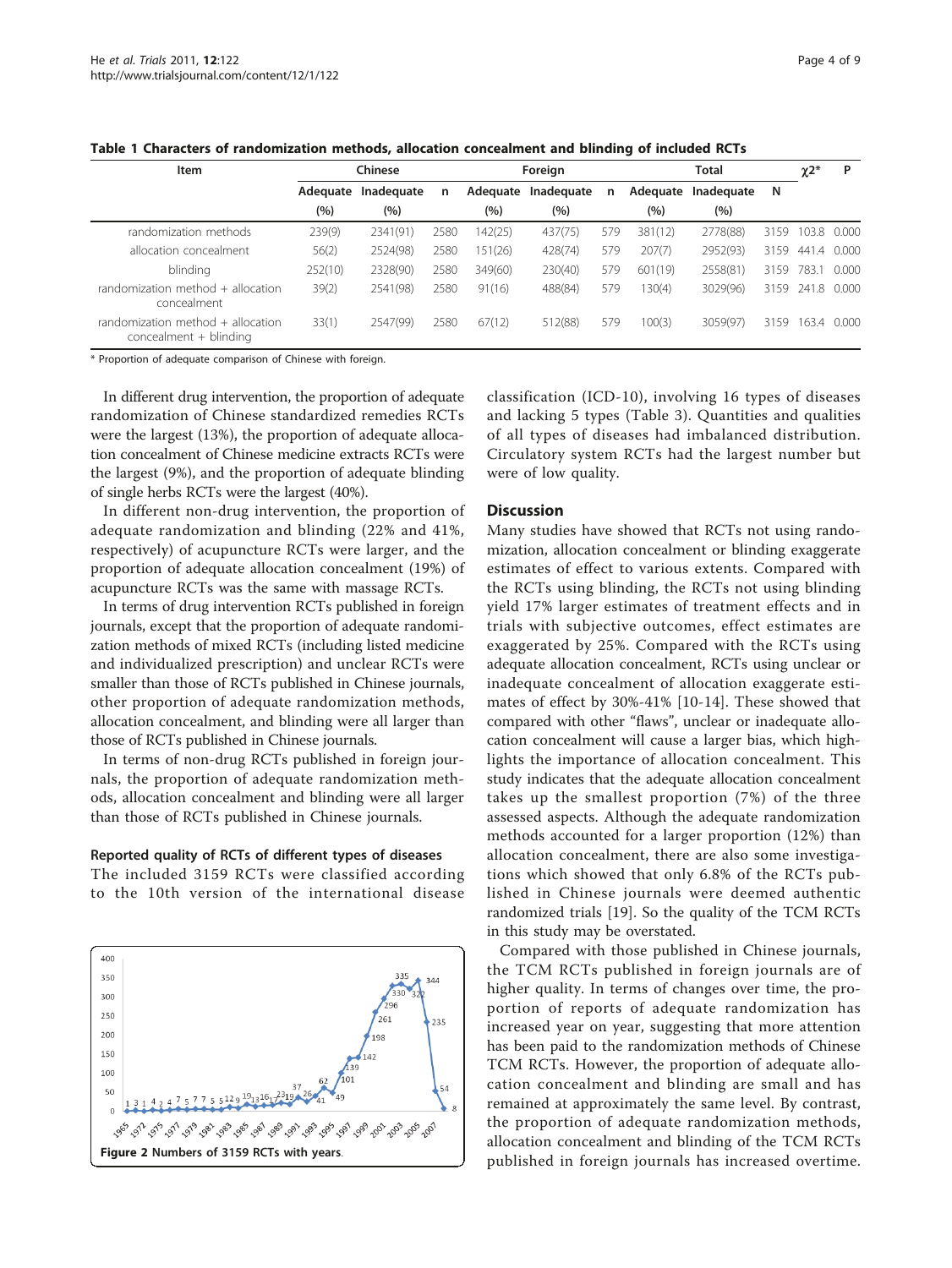**Table 1 Characters of randomization methods, allocation concealment and blinding of included RCTs**

| Item | Chinese | | | Foreign | | | Total | | | $\chi 2^*$ | P |
|---|---|---|---|---|---|---|---|---|---|---|---|
| | Adequate (%) | Inadequate (%) | n | Adequate (%) | Inadequate (%) | n | Adequate (%) | Inadequate (%) | N | | |
| randomization methods | 239(9) | 2341(91) | 2580 | 142(25) | 437(75) | 579 | 381(12) | 2778(88) | 3159 | 103.8 | 0.000 |
| allocation concealment | 56(2) | 2524(98) | 2580 | 151(26) | 428(74) | 579 | 207(7) | 2952(93) | 3159 | 441.4 | 0.000 |
| blinding | 252(10) | 2328(90) | 2580 | 349(60) | 230(40) | 579 | 601(19) | 2558(81) | 3159 | 783.1 | 0.000 |
| randomization method + allocation concealment | 39(2) | 2541(98) | 2580 | 91(16) | 488(84) | 579 | 130(4) | 3029(96) | 3159 | 241.8 | 0.000 |
| randomization method + allocation concealment + blinding | 33(1) | 2547(99) | 2580 | 67(12) | 512(88) | 579 | 100(3) | 3059(97) | 3159 | 163.4 | 0.000 |

\* Proportion of adequate comparison of Chinese with foreign.

In different drug intervention, the proportion of adequate randomization of Chinese standardized remedies RCTs were the largest (13%), the proportion of adequate allocation concealment of Chinese medicine extracts RCTs were the largest (9%), and the proportion of adequate blinding of single herbs RCTs were the largest (40%).

In different non-drug intervention, the proportion of adequate randomization and blinding (22% and 41%, respectively) of acupuncture RCTs were larger, and the proportion of adequate allocation concealment (19%) of acupuncture RCTs was the same with massage RCTs.

In terms of drug intervention RCTs published in foreign journals, except that the proportion of adequate randomization methods of mixed RCTs (including listed medicine and individualized prescription) and unclear RCTs were smaller than those of RCTs published in Chinese journals, other proportion of adequate randomization methods, allocation concealment, and blinding were all larger than those of RCTs published in Chinese journals.

In terms of non-drug RCTs published in foreign journals, the proportion of adequate randomization methods, allocation concealment and blinding were all larger than those of RCTs published in Chinese journals.

### Reported quality of RCTs of different types of diseases

The included 3159 RCTs were classified according to the 10th version of the international disease classification (ICD-10), involving 16 types of diseases and lacking 5 types (Table 3). Quantities and qualities of all types of diseases had imbalanced distribution. Circulatory system RCTs had the largest number but were of low quality.

**Figure 2** Numbers of 3159 RCTs with years.

## Discussion

Many studies have showed that RCTs not using randomization, allocation concealment or blinding exaggerate estimates of effect to various extents. Compared with the RCTs using blinding, the RCTs not using blinding yield 17% larger estimates of treatment effects and in trials with subjective outcomes, effect estimates are exaggerated by 25%. Compared with the RCTs using adequate allocation concealment, RCTs using unclear or inadequate concealment of allocation exaggerate estimates of effect by 30%-41% [10-14]. These showed that compared with other "flaws", unclear or inadequate allocation concealment will cause a larger bias, which highlights the importance of allocation concealment. This study indicates that the adequate allocation concealment takes up the smallest proportion (7%) of the three assessed aspects. Although the adequate randomization methods accounted for a larger proportion (12%) than allocation concealment, there are also some investigations which showed that only 6.8% of the RCTs published in Chinese journals were deemed authentic randomized trials [19]. So the quality of the TCM RCTs in this study may be overstated.

Compared with those published in Chinese journals, the TCM RCTs published in foreign journals are of higher quality. In terms of changes over time, the proportion of reports of adequate randomization has increased year on year, suggesting that more attention has been paid to the randomization methods of Chinese TCM RCTs. However, the proportion of adequate allocation concealment and blinding are small and has remained at approximately the same level. By contrast, the proportion of adequate randomization methods, allocation concealment and blinding of the TCM RCTs published in foreign journals has increased overtime.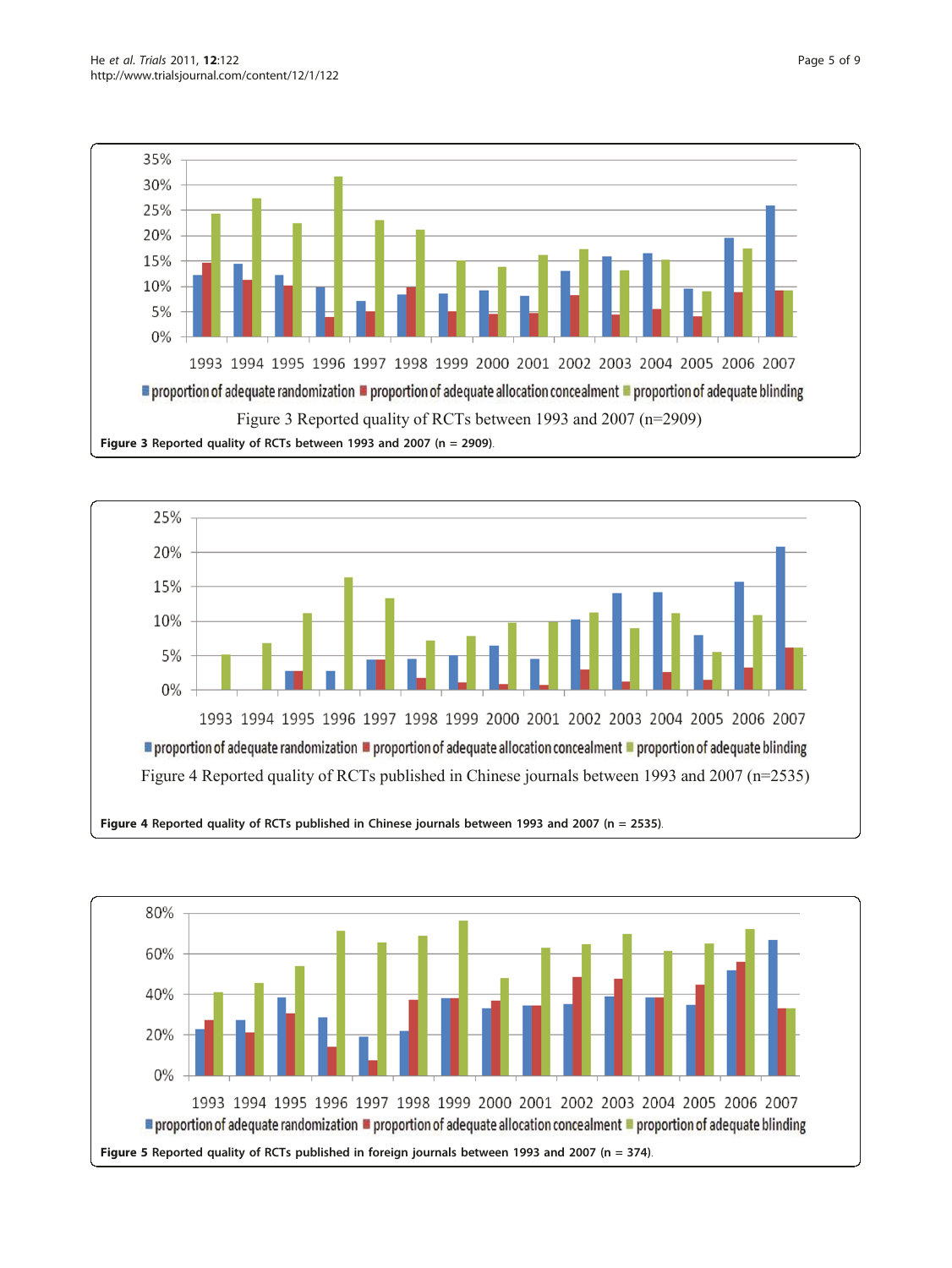Figure 3 Reported quality of RCTs between 1993 and 2007 (n = 2909).

Figure 4 Reported quality of RCTs published in Chinese journals between 1993 and 2007 (n = 2535).

Figure 5 Reported quality of RCTs published in foreign journals between 1993 and 2007 (n = 374).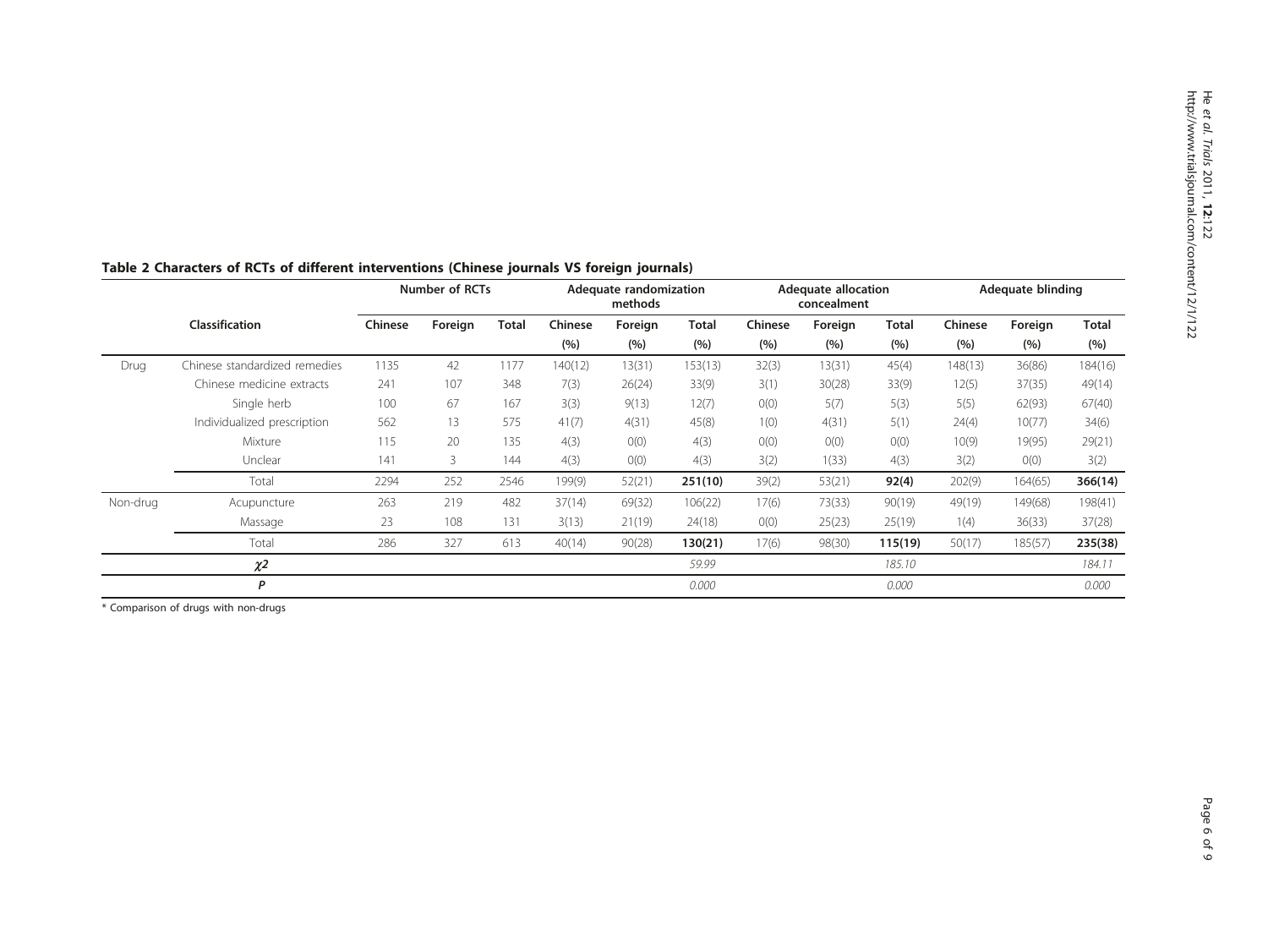**Table 2 Characters of RCTs of different interventions (Chinese journals VS foreign journals)**

| | Classification | Number of RCTs | | | Adequate randomization methods | | | Adequate allocation concealment | | | Adequate blinding | | |
|---|---|---|---|---|---|---|---|---|---|---|---|---|---|
| | | Chinese | Foreign | Total | Chinese (%) | Foreign (%) | Total (%) | Chinese (%) | Foreign (%) | Total (%) | Chinese (%) | Foreign (%) | Total (%) |
| Drug | Chinese standardized remedies | 1135 | 42 | 1177 | 140(12) | 13(31) | 153(13) | 32(3) | 13(31) | 45(4) | 148(13) | 36(86) | 184(16) |
| | Chinese medicine extracts | 241 | 107 | 348 | 7(3) | 26(24) | 33(9) | 3(1) | 30(28) | 33(9) | 12(5) | 37(35) | 49(14) |
| | Single herb | 100 | 67 | 167 | 3(3) | 9(13) | 12(7) | 0(0) | 5(7) | 5(3) | 5(5) | 62(93) | 67(40) |
| | Individualized prescription | 562 | 13 | 575 | 41(7) | 4(31) | 45(8) | 1(0) | 4(31) | 5(1) | 24(4) | 10(77) | 34(6) |
| | Mixture | 115 | 20 | 135 | 4(3) | 0(0) | 4(3) | 0(0) | 0(0) | 0(0) | 10(9) | 19(95) | 29(21) |
| | Unclear | 141 | 3 | 144 | 4(3) | 0(0) | 4(3) | 3(2) | 1(33) | 4(3) | 3(2) | 0(0) | 3(2) |
| | Total | 2294 | 252 | 2546 | 199(9) | 52(21) | **251(10)** | 39(2) | 53(21) | **92(4)** | 202(9) | 164(65) | **366(14)** |
| Non-drug | Acupuncture | 263 | 219 | 482 | 37(14) | 69(32) | 106(22) | 17(6) | 73(33) | 90(19) | 49(19) | 149(68) | 198(41) |
| | Massage | 23 | 108 | 131 | 3(13) | 21(19) | 24(18) | 0(0) | 25(23) | 25(19) | 1(4) | 36(33) | 37(28) |
| | Total | 286 | 327 | 613 | 40(14) | 90(28) | **130(21)** | 17(6) | 98(30) | **115(19)** | 50(17) | 185(57) | **235(38)** |
| | $\chi^2$ | | | | | | *59.99* | | | *185.10* | | | *184.11* |
| | *P* | | | | | | *0.000* | | | *0.000* | | | *0.000* |

\* Comparison of drugs with non-drugs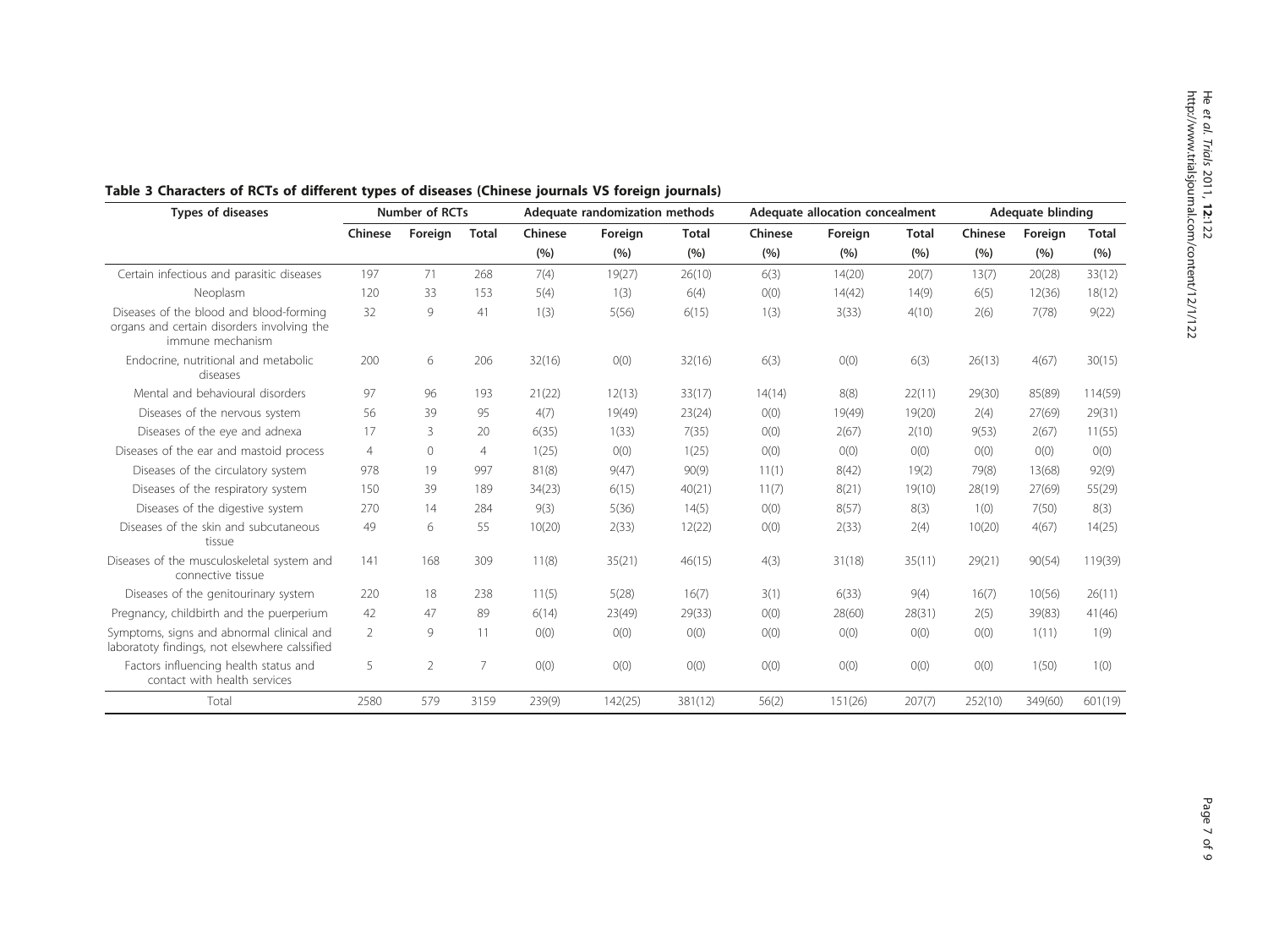**Table 3 Characters of RCTs of different types of diseases (Chinese journals VS foreign journals)**

| Types of diseases | Number of RCTs | | | Adequate randomization methods | | | Adequate allocation concealment | | | Adequate blinding | | |
|---|---|---|---|---|---|---|---|---|---|---|---|---|
| | Chinese | Foreign | Total | Chinese (%) | Foreign (%) | Total (%) | Chinese (%) | Foreign (%) | Total (%) | Chinese (%) | Foreign (%) | Total (%) |
| Certain infectious and parasitic diseases | 197 | 71 | 268 | 7(4) | 19(27) | 26(10) | 6(3) | 14(20) | 20(7) | 13(7) | 20(28) | 33(12) |
| Neoplasm | 120 | 33 | 153 | 5(4) | 1(3) | 6(4) | 0(0) | 14(42) | 14(9) | 6(5) | 12(36) | 18(12) |
| Diseases of the blood and blood-forming organs and certain disorders involving the immune mechanism | 32 | 9 | 41 | 1(3) | 5(56) | 6(15) | 1(3) | 3(33) | 4(10) | 2(6) | 7(78) | 9(22) |
| Endocrine, nutritional and metabolic diseases | 200 | 6 | 206 | 32(16) | 0(0) | 32(16) | 6(3) | 0(0) | 6(3) | 26(13) | 4(67) | 30(15) |
| Mental and behavioural disorders | 97 | 96 | 193 | 21(22) | 12(13) | 33(17) | 14(14) | 8(8) | 22(11) | 29(30) | 85(89) | 114(59) |
| Diseases of the nervous system | 56 | 39 | 95 | 4(7) | 19(49) | 23(24) | 0(0) | 19(49) | 19(20) | 2(4) | 27(69) | 29(31) |
| Diseases of the eye and adnexa | 17 | 3 | 20 | 6(35) | 1(33) | 7(35) | 0(0) | 2(67) | 2(10) | 9(53) | 2(67) | 11(55) |
| Diseases of the ear and mastoid process | 4 | 0 | 4 | 1(25) | 0(0) | 1(25) | 0(0) | 0(0) | 0(0) | 0(0) | 0(0) | 0(0) |
| Diseases of the circulatory system | 978 | 19 | 997 | 81(8) | 9(47) | 90(9) | 11(1) | 8(42) | 19(2) | 79(8) | 13(68) | 92(9) |
| Diseases of the respiratory system | 150 | 39 | 189 | 34(23) | 6(15) | 40(21) | 11(7) | 8(21) | 19(10) | 28(19) | 27(69) | 55(29) |
| Diseases of the digestive system | 270 | 14 | 284 | 9(3) | 5(36) | 14(5) | 0(0) | 8(57) | 8(3) | 1(0) | 7(50) | 8(3) |
| Diseases of the skin and subcutaneous tissue | 49 | 6 | 55 | 10(20) | 2(33) | 12(22) | 0(0) | 2(33) | 2(4) | 10(20) | 4(67) | 14(25) |
| Diseases of the musculoskeletal system and connective tissue | 141 | 168 | 309 | 11(8) | 35(21) | 46(15) | 4(3) | 31(18) | 35(11) | 29(21) | 90(54) | 119(39) |
| Diseases of the genitourinary system | 220 | 18 | 238 | 11(5) | 5(28) | 16(7) | 3(1) | 6(33) | 9(4) | 16(7) | 10(56) | 26(11) |
| Pregnancy, childbirth and the puerperium | 42 | 47 | 89 | 6(14) | 23(49) | 29(33) | 0(0) | 28(60) | 28(31) | 2(5) | 39(83) | 41(46) |
| Symptoms, signs and abnormal clinical and laboratoty findings, not elsewhere calssified | 2 | 9 | 11 | 0(0) | 0(0) | 0(0) | 0(0) | 0(0) | 0(0) | 0(0) | 1(11) | 1(9) |
| Factors influencing health status and contact with health services | 5 | 2 | 7 | 0(0) | 0(0) | 0(0) | 0(0) | 0(0) | 0(0) | 0(0) | 1(50) | 1(0) |
| Total | 2580 | 579 | 3159 | 239(9) | 142(25) | 381(12) | 56(2) | 151(26) | 207(7) | 252(10) | 349(60) | 601(19) |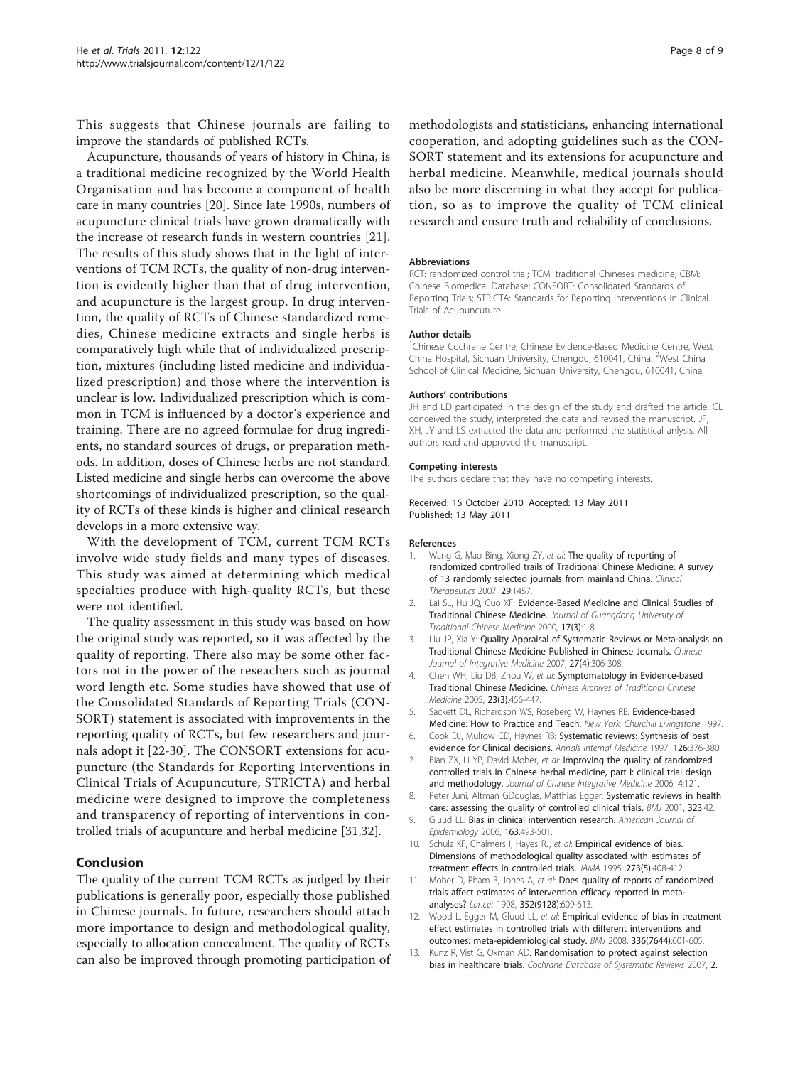This suggests that Chinese journals are failing to improve the standards of published RCTs.

Acupuncture, thousands of years of history in China, is a traditional medicine recognized by the World Health Organisation and has become a component of health care in many countries [20]. Since late 1990s, numbers of acupuncture clinical trials have grown dramatically with the increase of research funds in western countries [21]. The results of this study shows that in the light of interventions of TCM RCTs, the quality of non-drug intervention is evidently higher than that of drug intervention, and acupuncture is the largest group. In drug intervention, the quality of RCTs of Chinese standardized remedies, Chinese medicine extracts and single herbs is comparatively high while that of individualized prescription, mixtures (including listed medicine and individualized prescription) and those where the intervention is unclear is low. Individualized prescription which is common in TCM is influenced by a doctor's experience and training. There are no agreed formulae for drug ingredients, no standard sources of drugs, or preparation methods. In addition, doses of Chinese herbs are not standard. Listed medicine and single herbs can overcome the above shortcomings of individualized prescription, so the quality of RCTs of these kinds is higher and clinical research develops in a more extensive way.

With the development of TCM, current TCM RCTs involve wide study fields and many types of diseases. This study was aimed at determining which medical specialties produce with high-quality RCTs, but these were not identified.

The quality assessment in this study was based on how the original study was reported, so it was affected by the quality of reporting. There also may be some other factors not in the power of the reseachers such as journal word length etc. Some studies have showed that use of the Consolidated Standards of Reporting Trials (CONSORT) statement is associated with improvements in the reporting quality of RCTs, but few researchers and journals adopt it [22-30]. The CONSORT extensions for acupuncture (the Standards for Reporting Interventions in Clinical Trials of Acupuncuture, STRICTA) and herbal medicine were designed to improve the completeness and transparency of reporting of interventions in controlled trials of acupunture and herbal medicine [31,32].

## Conclusion

The quality of the current TCM RCTs as judged by their publications is generally poor, especially those published in Chinese journals. In future, researchers should attach more importance to design and methodological quality, especially to allocation concealment. The quality of RCTs can also be improved through promoting participation of methodologists and statisticians, enhancing international cooperation, and adopting guidelines such as the CONSORT statement and its extensions for acupuncture and herbal medicine. Meanwhile, medical journals should also be more discerning in what they accept for publication, so as to improve the quality of TCM clinical research and ensure truth and reliability of conclusions.

#### Abbreviations

RCT: randomized control trial; TCM: traditional Chineses medicine; CBM: Chinese Biomedical Database; CONSORT: Consolidated Standards of Reporting Trials; STRICTA: Standards for Reporting Interventions in Clinical Trials of Acupuncuture.

#### Author details

[1]Chinese Cochrane Centre, Chinese Evidence-Based Medicine Centre, West China Hospital, Sichuan University, Chengdu, 610041, China. [2]West China School of Clinical Medicine, Sichuan University, Chengdu, 610041, China.

#### Authors' contributions

JH and LD participated in the design of the study and drafted the article. GL conceived the study, interpreted the data and revised the manuscript. JF, XH, JY and LS extracted the data and performed the statistical anlysis. All authors read and approved the manuscript.

#### Competing interests

The authors declare that they have no competing interests.

Received: 15 October 2010 Accepted: 13 May 2011
Published: 13 May 2011

#### References

1. Wang G, Mao Bing, Xiong ZY, *et al*: **The quality of reporting of randomized controlled trails of Traditional Chinese Medicine: A survey of 13 randomly selected journals from mainland China.** *Clinical Therapeutics* 2007, **29**:1457.
2. Lai SL, Hu JQ, Guo XF: **Evidence-Based Medicine and Clinical Studies of Traditional Chinese Medicine.** *Journal of Guangdong University of Traditional Chinese Medicine* 2000, **17(3)**:1-8.
3. Liu JP, Xia Y: **Quality Appraisal of Systematic Reviews or Meta-analysis on Traditional Chinese Medicine Published in Chinese Journals.** *Chinese Journal of Integrative Medicine* 2007, **27(4)**:306-308.
4. Chen WH, Liu DB, Zhou W, *et al*: **Symptomatology in Evidence-based Traditional Chinese Medicine.** *Chinese Archives of Traditional Chinese Medicine* 2005, **23(3)**:456-447.
5. Sackett DL, Richardson WS, Roseberg W, Haynes RB: **Evidence-based Medicine: How to Practice and Teach.** *New York: Churchill Livingstone* 1997.
6. Cook DJ, Mulrow CD, Haynes RB: **Systematic reviews: Synthesis of best evidence for Clinical decisions.** *Annals Internal Medicine* 1997, **126**:376-380.
7. Bian ZX, Li YP, David Moher, *et al*: **Improving the quality of randomized controlled trials in Chinese herbal medicine, part I: clinical trial design and methodology.** *Journal of Chinese Integrative Medicine* 2006, **4**:121.
8. Peter Juni, Altman GDouglas, Matthias Egger: **Systematic reviews in health care: assessing the quality of controlled clinical trials.** *BMJ* 2001, **323**:42.
9. Gluud LL: **Bias in clinical intervention research.** *American Journal of Epidemiology* 2006, **163**:493-501.
10. Schulz KF, Chalmers I, Hayes RJ, *et al*: **Empirical evidence of bias. Dimensions of methodological quality associated with estimates of treatment effects in controlled trials.** *JAMA* 1995, **273(5)**:408-412.
11. Moher D, Pham B, Jones A, *et al*: **Does quality of reports of randomized trials affect estimates of intervention efficacy reported in meta-analyses?** *Lancet* 1998, **352(9128)**:609-613.
12. Wood L, Egger M, Gluud LL, *et al*: **Empirical evidence of bias in treatment effect estimates in controlled trials with different interventions and outcomes: meta-epidemiological study.** *BMJ* 2008, **336(7644)**:601-605.
13. Kunz R, Vist G, Oxman AD: **Randomisation to protect against selection bias in healthcare trials.** *Cochrane Database of Systematic Reviews* 2007, **2**.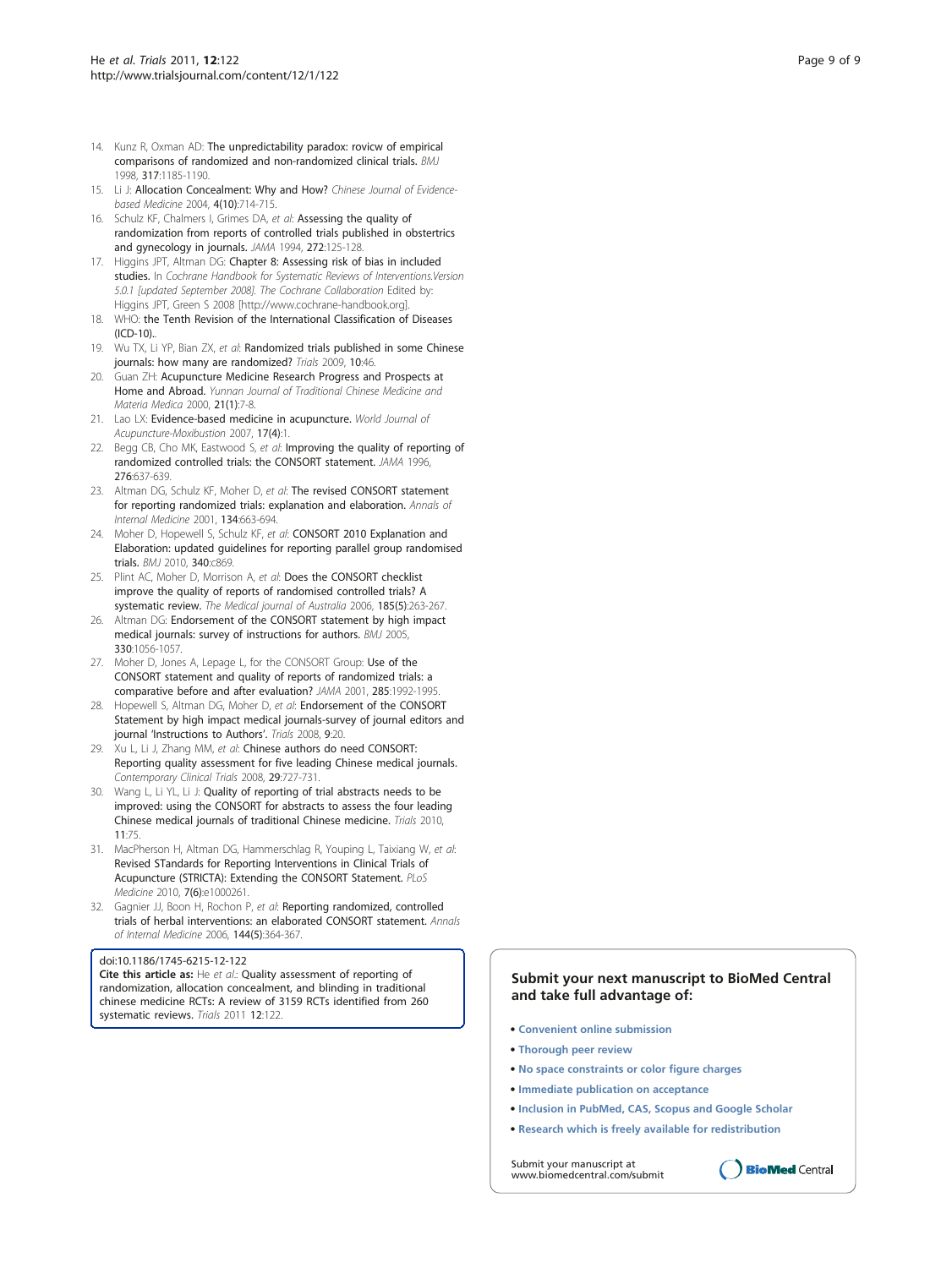14. Kunz R, Oxman AD: **The unpredictability paradox: rovicw of empirical comparisons of randomized and non-randomized clinical trials.** *BMJ* 1998, **317**:1185-1190.
15. Li J: **Allocation Concealment: Why and How?** *Chinese Journal of Evidence-based Medicine* 2004, **4(10)**:714-715.
16. Schulz KF, Chalmers I, Grimes DA, *et al*: **Assessing the quality of randomization from reports of controlled trials published in obstertrics and gynecology in journals.** *JAMA* 1994, **272**:125-128.
17. Higgins JPT, Altman DG: **Chapter 8: Assessing risk of bias in included studies.** In *Cochrane Handbook for Systematic Reviews of Interventions.Version 5.0.1 [updated September 2008]. The Cochrane Collaboration* Edited by: Higgins JPT, Green S 2008 [http://www.cochrane-handbook.org].
18. WHO: **the Tenth Revision of the International Classification of Diseases (ICD-10).**.
19. Wu TX, Li YP, Bian ZX, *et al*: **Randomized trials published in some Chinese journals: how many are randomized?** *Trials* 2009, **10**:46.
20. Guan ZH: **Acupuncture Medicine Research Progress and Prospects at Home and Abroad.** *Yunnan Journal of Traditional Chinese Medicine and Materia Medica* 2000, **21(1)**:7-8.
21. Lao LX: **Evidence-based medicine in acupuncture.** *World Journal of Acupuncture-Moxibustion* 2007, **17(4)**:1.
22. Begg CB, Cho MK, Eastwood S, *et al*: **Improving the quality of reporting of randomized controlled trials: the CONSORT statement.** *JAMA* 1996, **276**:637-639.
23. Altman DG, Schulz KF, Moher D, *et al*: **The revised CONSORT statement for reporting randomized trials: explanation and elaboration.** *Annals of Internal Medicine* 2001, **134**:663-694.
24. Moher D, Hopewell S, Schulz KF, *et al*: **CONSORT 2010 Explanation and Elaboration: updated guidelines for reporting parallel group randomised trials.** *BMJ* 2010, **340**:c869.
25. Plint AC, Moher D, Morrison A, *et al*: **Does the CONSORT checklist improve the quality of reports of randomised controlled trials? A systematic review.** *The Medical journal of Australia* 2006, **185(5)**:263-267.
26. Altman DG: **Endorsement of the CONSORT statement by high impact medical journals: survey of instructions for authors.** *BMJ* 2005, **330**:1056-1057.
27. Moher D, Jones A, Lepage L, for the CONSORT Group: **Use of the CONSORT statement and quality of reports of randomized trials: a comparative before and after evaluation?** *JAMA* 2001, **285**:1992-1995.
28. Hopewell S, Altman DG, Moher D, *et al*: **Endorsement of the CONSORT Statement by high impact medical journals-survey of journal editors and journal 'Instructions to Authors'.** *Trials* 2008, **9**:20.
29. Xu L, Li J, Zhang MM, *et al*: **Chinese authors do need CONSORT: Reporting quality assessment for five leading Chinese medical journals.** *Contemporary Clinical Trials* 2008, **29**:727-731.
30. Wang L, Li YL, Li J: **Quality of reporting of trial abstracts needs to be improved: using the CONSORT for abstracts to assess the four leading Chinese medical journals of traditional Chinese medicine.** *Trials* 2010, **11**:75.
31. MacPherson H, Altman DG, Hammerschlag R, Youping L, Taixiang W, *et al*: **Revised STandards for Reporting Interventions in Clinical Trials of Acupuncture (STRICTA): Extending the CONSORT Statement.** *PLoS Medicine* 2010, **7(6)**:e1000261.
32. Gagnier JJ, Boon H, Rochon P, *et al*: **Reporting randomized, controlled trials of herbal interventions: an elaborated CONSORT statement.** *Annals of Internal Medicine* 2006, **144(5)**:364-367.

doi:10.1186/1745-6215-12-122
**Cite this article as:** He *et al.*: Quality assessment of reporting of randomization, allocation concealment, and blinding in traditional chinese medicine RCTs: A review of 3159 RCTs identified from 260 systematic reviews. *Trials* 2011 **12**:122.

**Submit your next manuscript to BioMed Central and take full advantage of:**

- **Convenient online submission**
- **Thorough peer review**
- **No space constraints or color figure charges**
- **Immediate publication on acceptance**
- **Inclusion in PubMed, CAS, Scopus and Google Scholar**
- **Research which is freely available for redistribution**

Submit your manuscript at
www.biomedcentral.com/submit

BioMed Central